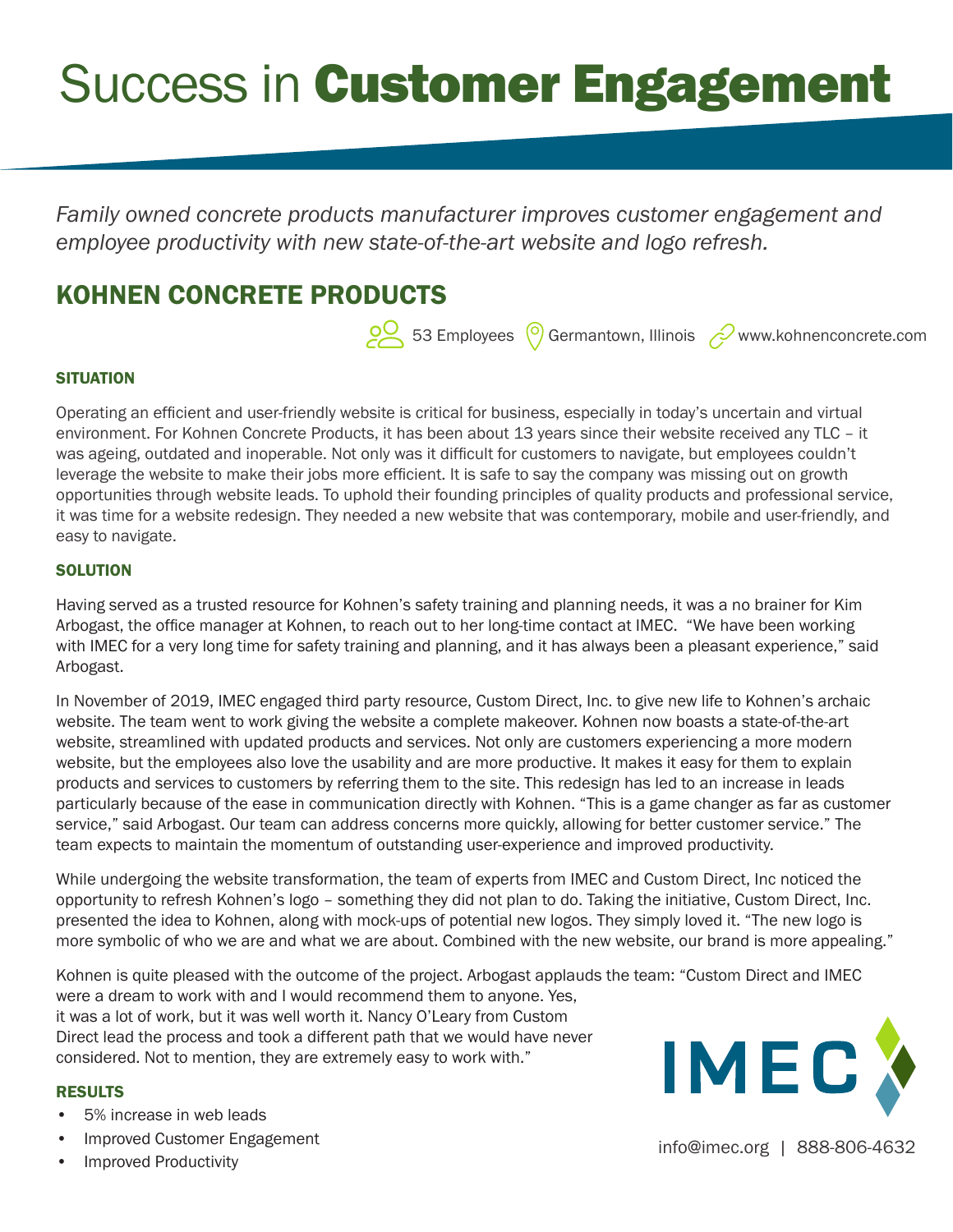# Success in **Customer Engagement**

*Family owned concrete products manufacturer improves customer engagement and employee productivity with new state-of-the-art website and logo refresh.*

## KOHNEN CONCRETE PRODUCTS

53 Employees | Germantown, Illinois | www.kohnenconcrete.com

### SITUATION

Operating an efficient and user-friendly website is critical for business, especially in today's uncertain and virtual environment. For Kohnen Concrete Products, it has been about 13 years since their website received any TLC – it was ageing, outdated and inoperable. Not only was it difficult for customers to navigate, but employees couldn't leverage the website to make their jobs more efficient. It is safe to say the company was missing out on growth opportunities through website leads. To uphold their founding principles of quality products and professional service, it was time for a website redesign. They needed a new website that was contemporary, mobile and user-friendly, and easy to navigate.

### SOLUTION

Having served as a trusted resource for Kohnen's safety training and planning needs, it was a no brainer for Kim Arbogast, the office manager at Kohnen, to reach out to her long-time contact at IMEC. "We have been working with IMEC for a very long time for safety training and planning, and it has always been a pleasant experience," said Arbogast.

In November of 2019, IMEC engaged third party resource, Custom Direct, Inc. to give new life to Kohnen's archaic website. The team went to work giving the website a complete makeover. Kohnen now boasts a state-of-the-art website, streamlined with updated products and services. Not only are customers experiencing a more modern website, but the employees also love the usability and are more productive. It makes it easy for them to explain products and services to customers by referring them to the site. This redesign has led to an increase in leads particularly because of the ease in communication directly with Kohnen. "This is a game changer as far as customer service," said Arbogast. Our team can address concerns more quickly, allowing for better customer service." The team expects to maintain the momentum of outstanding user-experience and improved productivity.

While undergoing the website transformation, the team of experts from IMEC and Custom Direct, Inc noticed the opportunity to refresh Kohnen's logo – something they did not plan to do. Taking the initiative, Custom Direct, Inc. presented the idea to Kohnen, along with mock-ups of potential new logos. They simply loved it. "The new logo is more symbolic of who we are and what we are about. Combined with the new website, our brand is more appealing."

Kohnen is quite pleased with the outcome of the project. Arbogast applauds the team: "Custom Direct and IMEC were a dream to work with and I would recommend them to anyone. Yes, it was a lot of work, but it was well worth it. Nancy O'Leary from Custom Direct lead the process and took a different path that we would have never considered. Not to mention, they are extremely easy to work with."

### RESULTS

- 5% increase in web leads
- Improved Customer Engagement
- Improved Productivity

IMEC

info@imec.org | 888-806-4632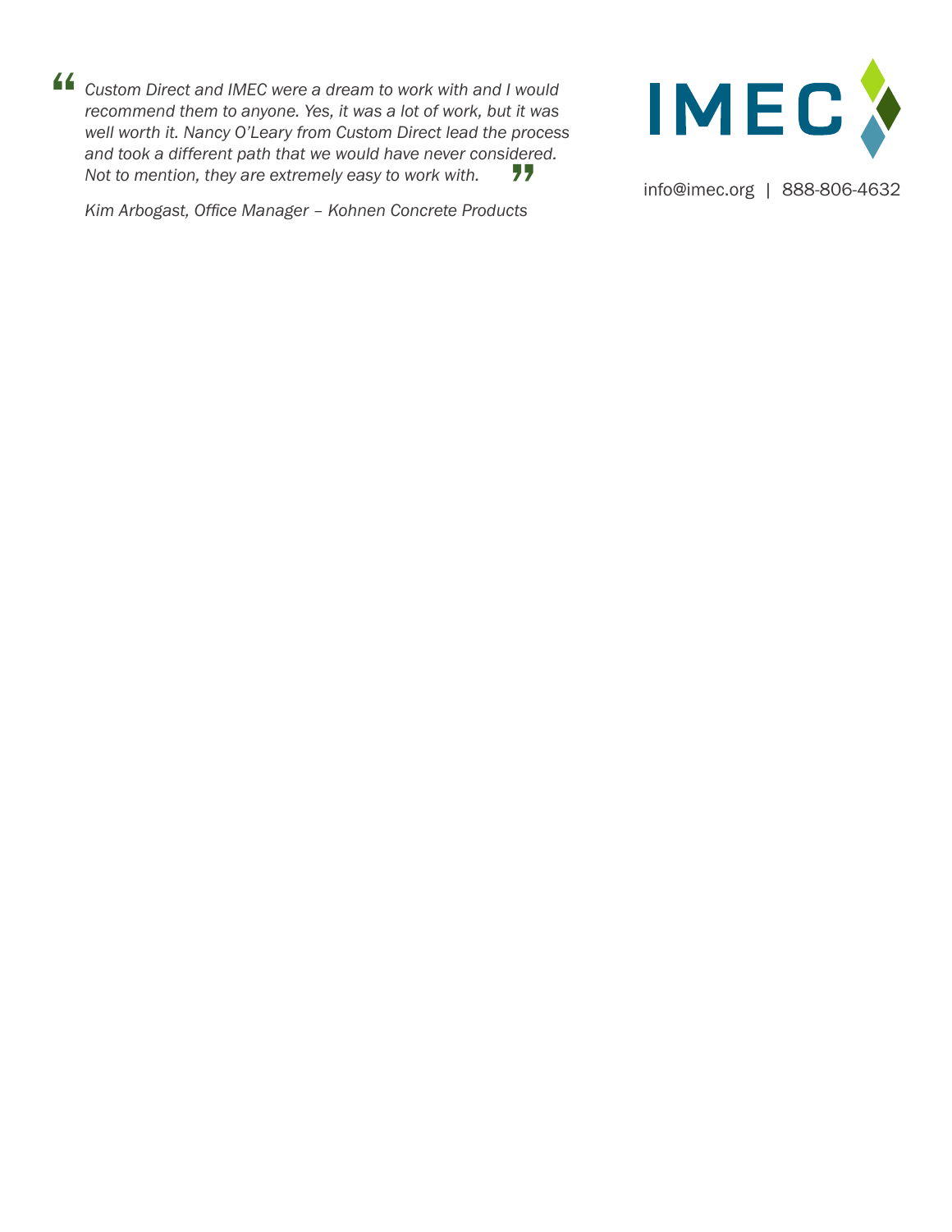*"Custom Direct and IMEC were a dream to work with and I would recommend them to anyone. Yes, it was a lot of work, but it was well worth it. Nancy O'Leary from Custom Direct lead the process and took a different path that we would have never considered. Not to mention, they are extremely easy to work with."*

*Kim Arbogast, Office Manager – Kohnen Concrete Products*

IMEC

info@imec.org | 888-806-4632